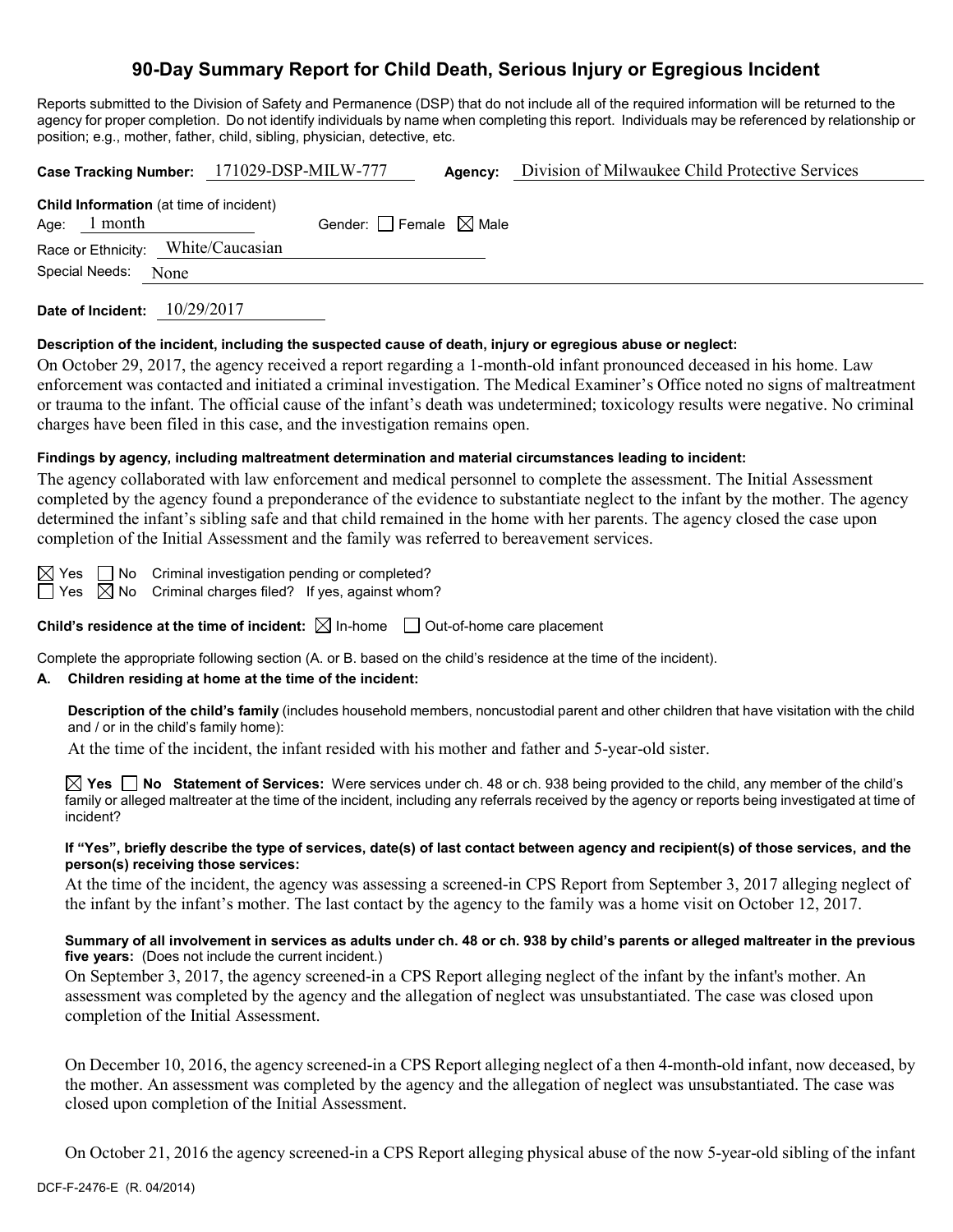# 90-Day Summary Report for Child Death, Serious Injury or Egregious Incident

Reports submitted to the Division of Safety and Permanence (DSP) that do not include all of the required information will be returned to the agency for proper completion. Do not identify individuals by name when completing this report. Individuals may be referenced by relationship or position; e.g., mother, father, child, sibling, physician, detective, etc.

**Case Tracking Number:** 171029-DSP-MILW-777 **Agency:** Division of Milwaukee Child Protective Services

**Child Information** (at time of incident)

Age: 1 month Gender: ☐ Female ☒ Male

Race or Ethnicity: White/Caucasian

Special Needs: None

**Date of Incident:** 10/29/2017

**Description of the incident, including the suspected cause of death, injury or egregious abuse or neglect:**

On October 29, 2017, the agency received a report regarding a 1-month-old infant pronounced deceased in his home. Law enforcement was contacted and initiated a criminal investigation. The Medical Examiner's Office noted no signs of maltreatment or trauma to the infant. The official cause of the infant's death was undetermined; toxicology results were negative. No criminal charges have been filed in this case, and the investigation remains open.

**Findings by agency, including maltreatment determination and material circumstances leading to incident:**

The agency collaborated with law enforcement and medical personnel to complete the assessment. The Initial Assessment completed by the agency found a preponderance of the evidence to substantiate neglect to the infant by the mother. The agency determined the infant's sibling safe and that child remained in the home with her parents. The agency closed the case upon completion of the Initial Assessment and the family was referred to bereavement services.

☒ Yes ☐ No Criminal investigation pending or completed?

☐ Yes ☒ No Criminal charges filed? If yes, against whom?

**Child's residence at the time of incident:** ☒ In-home ☐ Out-of-home care placement

Complete the appropriate following section (A. or B. based on the child's residence at the time of the incident).

**A. Children residing at home at the time of the incident:**

**Description of the child's family** (includes household members, noncustodial parent and other children that have visitation with the child and / or in the child's family home):

At the time of the incident, the infant resided with his mother and father and 5-year-old sister.

☒ **Yes** ☐ **No Statement of Services:** Were services under ch. 48 or ch. 938 being provided to the child, any member of the child's family or alleged maltreater at the time of the incident, including any referrals received by the agency or reports being investigated at time of incident?

**If "Yes", briefly describe the type of services, date(s) of last contact between agency and recipient(s) of those services, and the person(s) receiving those services:**

At the time of the incident, the agency was assessing a screened-in CPS Report from September 3, 2017 alleging neglect of the infant by the infant's mother. The last contact by the agency to the family was a home visit on October 12, 2017.

**Summary of all involvement in services as adults under ch. 48 or ch. 938 by child's parents or alleged maltreater in the previous five years:** (Does not include the current incident.)

On September 3, 2017, the agency screened-in a CPS Report alleging neglect of the infant by the infant's mother. An assessment was completed by the agency and the allegation of neglect was unsubstantiated. The case was closed upon completion of the Initial Assessment.

On December 10, 2016, the agency screened-in a CPS Report alleging neglect of a then 4-month-old infant, now deceased, by the mother. An assessment was completed by the agency and the allegation of neglect was unsubstantiated. The case was closed upon completion of the Initial Assessment.

On October 21, 2016 the agency screened-in a CPS Report alleging physical abuse of the now 5-year-old sibling of the infant

DCF-F-2476-E (R. 04/2014)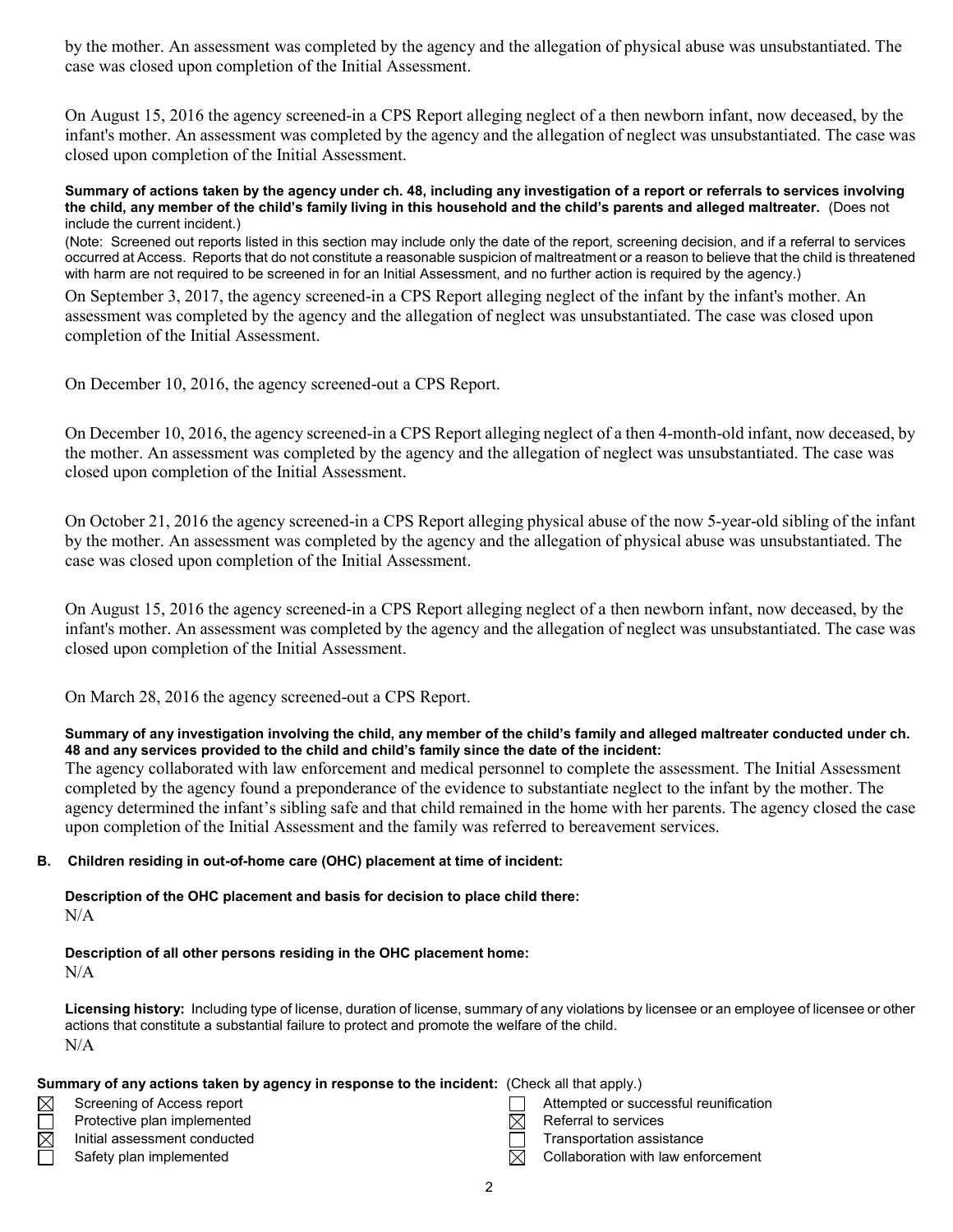by the mother. An assessment was completed by the agency and the allegation of physical abuse was unsubstantiated. The case was closed upon completion of the Initial Assessment.

On August 15, 2016 the agency screened-in a CPS Report alleging neglect of a then newborn infant, now deceased, by the infant's mother. An assessment was completed by the agency and the allegation of neglect was unsubstantiated. The case was closed upon completion of the Initial Assessment.

**Summary of actions taken by the agency under ch. 48, including any investigation of a report or referrals to services involving the child, any member of the child's family living in this household and the child's parents and alleged maltreater.** (Does not include the current incident.)

(Note: Screened out reports listed in this section may include only the date of the report, screening decision, and if a referral to services occurred at Access. Reports that do not constitute a reasonable suspicion of maltreatment or a reason to believe that the child is threatened with harm are not required to be screened in for an Initial Assessment, and no further action is required by the agency.)

On September 3, 2017, the agency screened-in a CPS Report alleging neglect of the infant by the infant's mother. An assessment was completed by the agency and the allegation of neglect was unsubstantiated. The case was closed upon completion of the Initial Assessment.

On December 10, 2016, the agency screened-out a CPS Report.

On December 10, 2016, the agency screened-in a CPS Report alleging neglect of a then 4-month-old infant, now deceased, by the mother. An assessment was completed by the agency and the allegation of neglect was unsubstantiated. The case was closed upon completion of the Initial Assessment.

On October 21, 2016 the agency screened-in a CPS Report alleging physical abuse of the now 5-year-old sibling of the infant by the mother. An assessment was completed by the agency and the allegation of physical abuse was unsubstantiated. The case was closed upon completion of the Initial Assessment.

On August 15, 2016 the agency screened-in a CPS Report alleging neglect of a then newborn infant, now deceased, by the infant's mother. An assessment was completed by the agency and the allegation of neglect was unsubstantiated. The case was closed upon completion of the Initial Assessment.

On March 28, 2016 the agency screened-out a CPS Report.

**Summary of any investigation involving the child, any member of the child's family and alleged maltreater conducted under ch. 48 and any services provided to the child and child's family since the date of the incident:**

The agency collaborated with law enforcement and medical personnel to complete the assessment. The Initial Assessment completed by the agency found a preponderance of the evidence to substantiate neglect to the infant by the mother. The agency determined the infant's sibling safe and that child remained in the home with her parents. The agency closed the case upon completion of the Initial Assessment and the family was referred to bereavement services.

**B. Children residing in out-of-home care (OHC) placement at time of incident:**

**Description of the OHC placement and basis for decision to place child there:**

N/A

**Description of all other persons residing in the OHC placement home:**

N/A

**Licensing history:** Including type of license, duration of license, summary of any violations by licensee or an employee of licensee or other actions that constitute a substantial failure to protect and promote the welfare of the child.

N/A

**Summary of any actions taken by agency in response to the incident:** (Check all that apply.)

- [x] Screening of Access report
- [ ] Protective plan implemented
- [x] Initial assessment conducted
- [ ] Safety plan implemented
- [ ] Attempted or successful reunification
- [x] Referral to services
- [ ] Transportation assistance
- [x] Collaboration with law enforcement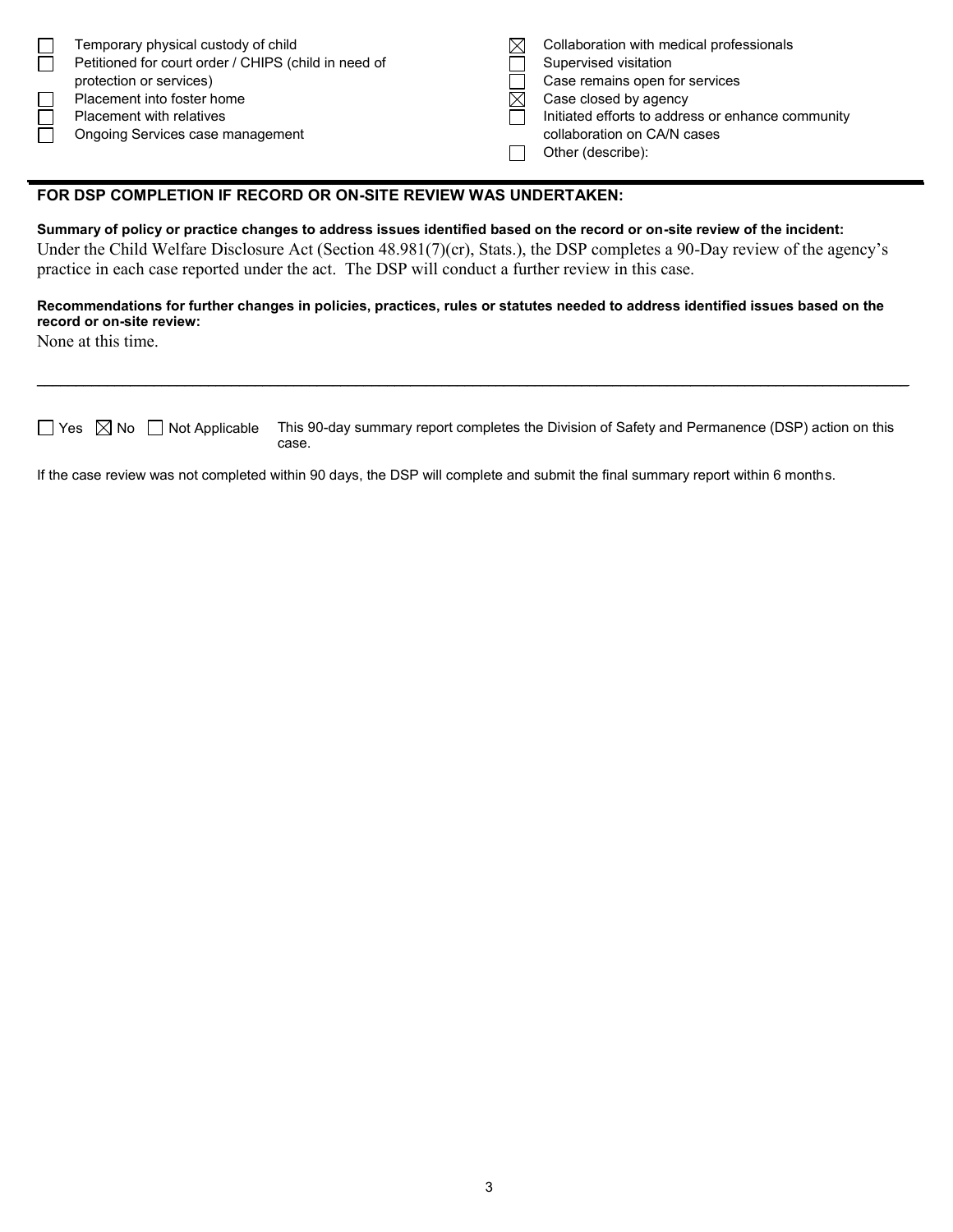- [ ] Temporary physical custody of child
- [ ] Petitioned for court order / CHIPS (child in need of protection or services)
- [ ] Placement into foster home
- [ ] Placement with relatives
- [ ] Ongoing Services case management
- [x] Collaboration with medical professionals
- [ ] Supervised visitation
- [ ] Case remains open for services
- [x] Case closed by agency
- [ ] Initiated efforts to address or enhance community collaboration on CA/N cases
- [ ] Other (describe):

**FOR DSP COMPLETION IF RECORD OR ON-SITE REVIEW WAS UNDERTAKEN:**

**Summary of policy or practice changes to address issues identified based on the record or on-site review of the incident:**

Under the Child Welfare Disclosure Act (Section 48.981(7)(cr), Stats.), the DSP completes a 90-Day review of the agency's practice in each case reported under the act. The DSP will conduct a further review in this case.

**Recommendations for further changes in policies, practices, rules or statutes needed to address identified issues based on the record or on-site review:**

None at this time.

---

☐ Yes ☒ No ☐ Not Applicable — This 90-day summary report completes the Division of Safety and Permanence (DSP) action on this case.

If the case review was not completed within 90 days, the DSP will complete and submit the final summary report within 6 months.